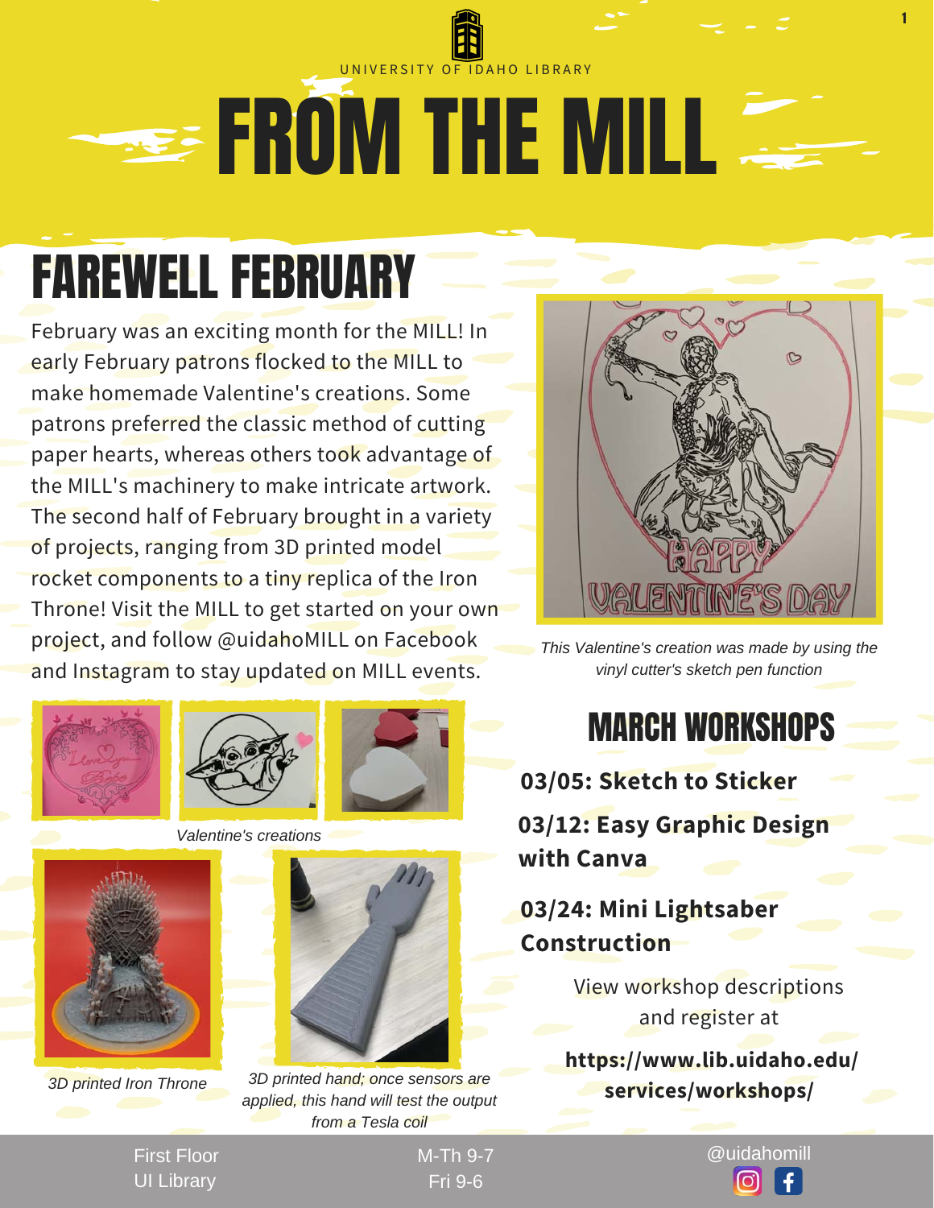UNIVERSITY OF IDAHO LIBRARY

# FROM THE MILL

## FAREWELL FEBRUARY

February was an exciting month for the MILL! In early February patrons flocked to the MILL to make homemade Valentine's creations. Some patrons preferred the classic method of cutting paper hearts, whereas others took advantage of the MILL's machinery to make intricate artwork. The second half of February brought in a variety of projects, ranging from 3D printed model rocket components to a tiny replica of the Iron Throne! Visit the MILL to get started on your own project, and follow @uidahoMILL on Facebook and Instagram to stay updated on MILL events.

*This Valentine's creation was made by using the vinyl cutter's sketch pen function*

*Valentine's creations*

*3D printed Iron Throne*

*3D printed hand; once sensors are applied, this hand will test the output from a Tesla coil*

## MARCH WORKSHOPS

**03/05: Sketch to Sticker**

**03/12: Easy Graphic Design with Canva**

**03/24: Mini Lightsaber Construction**

View workshop descriptions and register at

**https://www.lib.uidaho.edu/services/workshops/**

First Floor
UI Library

M-Th 9-7
Fri 9-6

@uidahomill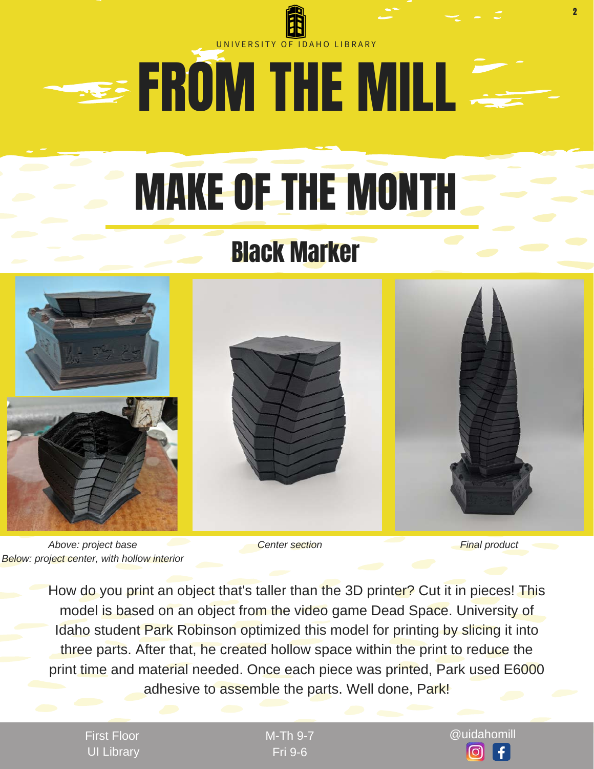UNIVERSITY OF IDAHO LIBRARY

# FROM THE MILL

## MAKE OF THE MONTH

### Black Marker

*Above: project base*
*Below: project center, with hollow interior*

*Center section*

*Final product*

How do you print an object that's taller than the 3D printer? Cut it in pieces! This model is based on an object from the video game Dead Space. University of Idaho student Park Robinson optimized this model for printing by slicing it into three parts. After that, he created hollow space within the print to reduce the print time and material needed. Once each piece was printed, Park used E6000 adhesive to assemble the parts. Well done, Park!

First Floor
UI Library

M-Th 9-7
Fri 9-6

@uidahomill